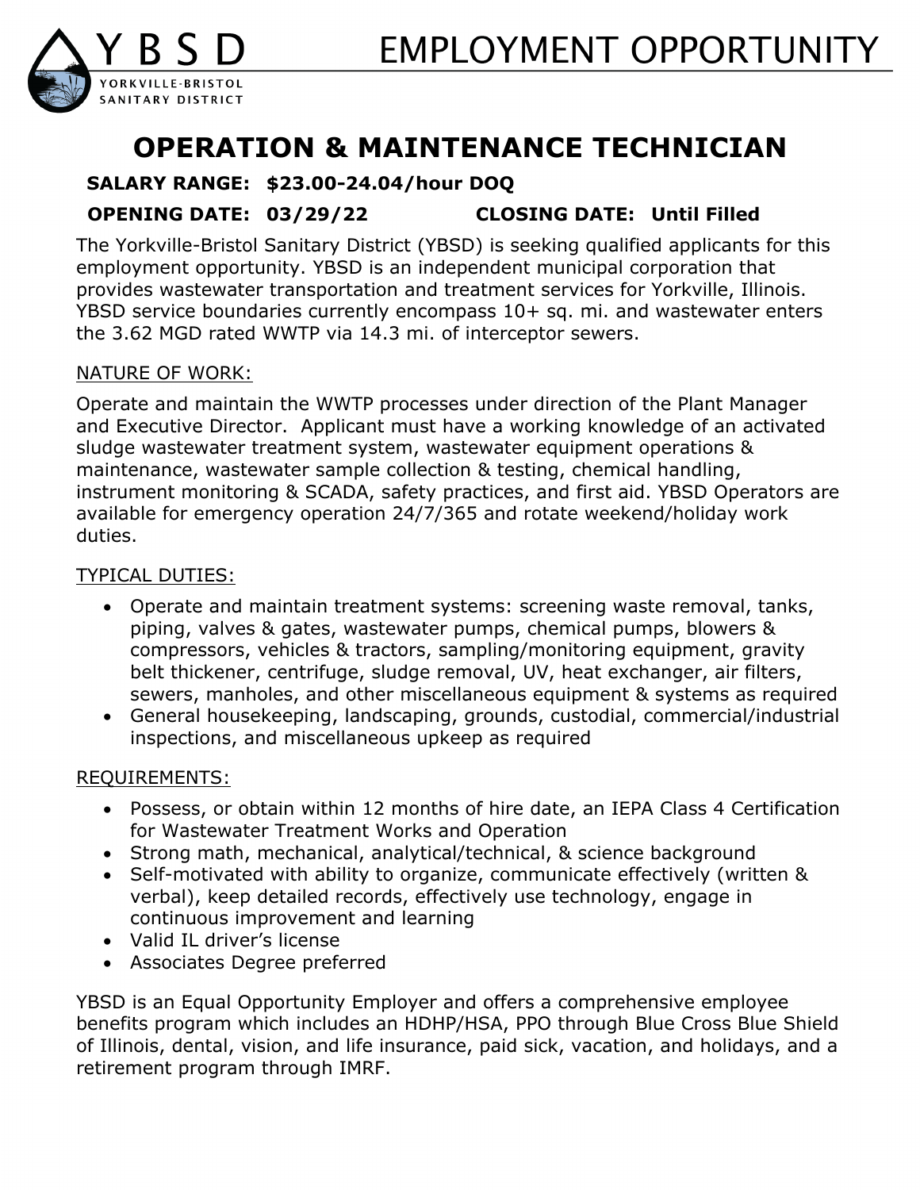YBSD
YORKVILLE-BRISTOL SANITARY DISTRICT

# EMPLOYMENT OPPORTUNITY

## OPERATION & MAINTENANCE TECHNICIAN

**SALARY RANGE: $23.00-24.04/hour DOQ**

**OPENING DATE: 03/29/22 CLOSING DATE: Until Filled**

The Yorkville-Bristol Sanitary District (YBSD) is seeking qualified applicants for this employment opportunity. YBSD is an independent municipal corporation that provides wastewater transportation and treatment services for Yorkville, Illinois. YBSD service boundaries currently encompass 10+ sq. mi. and wastewater enters the 3.62 MGD rated WWTP via 14.3 mi. of interceptor sewers.

NATURE OF WORK:

Operate and maintain the WWTP processes under direction of the Plant Manager and Executive Director. Applicant must have a working knowledge of an activated sludge wastewater treatment system, wastewater equipment operations & maintenance, wastewater sample collection & testing, chemical handling, instrument monitoring & SCADA, safety practices, and first aid. YBSD Operators are available for emergency operation 24/7/365 and rotate weekend/holiday work duties.

TYPICAL DUTIES:

- Operate and maintain treatment systems: screening waste removal, tanks, piping, valves & gates, wastewater pumps, chemical pumps, blowers & compressors, vehicles & tractors, sampling/monitoring equipment, gravity belt thickener, centrifuge, sludge removal, UV, heat exchanger, air filters, sewers, manholes, and other miscellaneous equipment & systems as required
- General housekeeping, landscaping, grounds, custodial, commercial/industrial inspections, and miscellaneous upkeep as required

REQUIREMENTS:

- Possess, or obtain within 12 months of hire date, an IEPA Class 4 Certification for Wastewater Treatment Works and Operation
- Strong math, mechanical, analytical/technical, & science background
- Self-motivated with ability to organize, communicate effectively (written & verbal), keep detailed records, effectively use technology, engage in continuous improvement and learning
- Valid IL driver's license
- Associates Degree preferred

YBSD is an Equal Opportunity Employer and offers a comprehensive employee benefits program which includes an HDHP/HSA, PPO through Blue Cross Blue Shield of Illinois, dental, vision, and life insurance, paid sick, vacation, and holidays, and a retirement program through IMRF.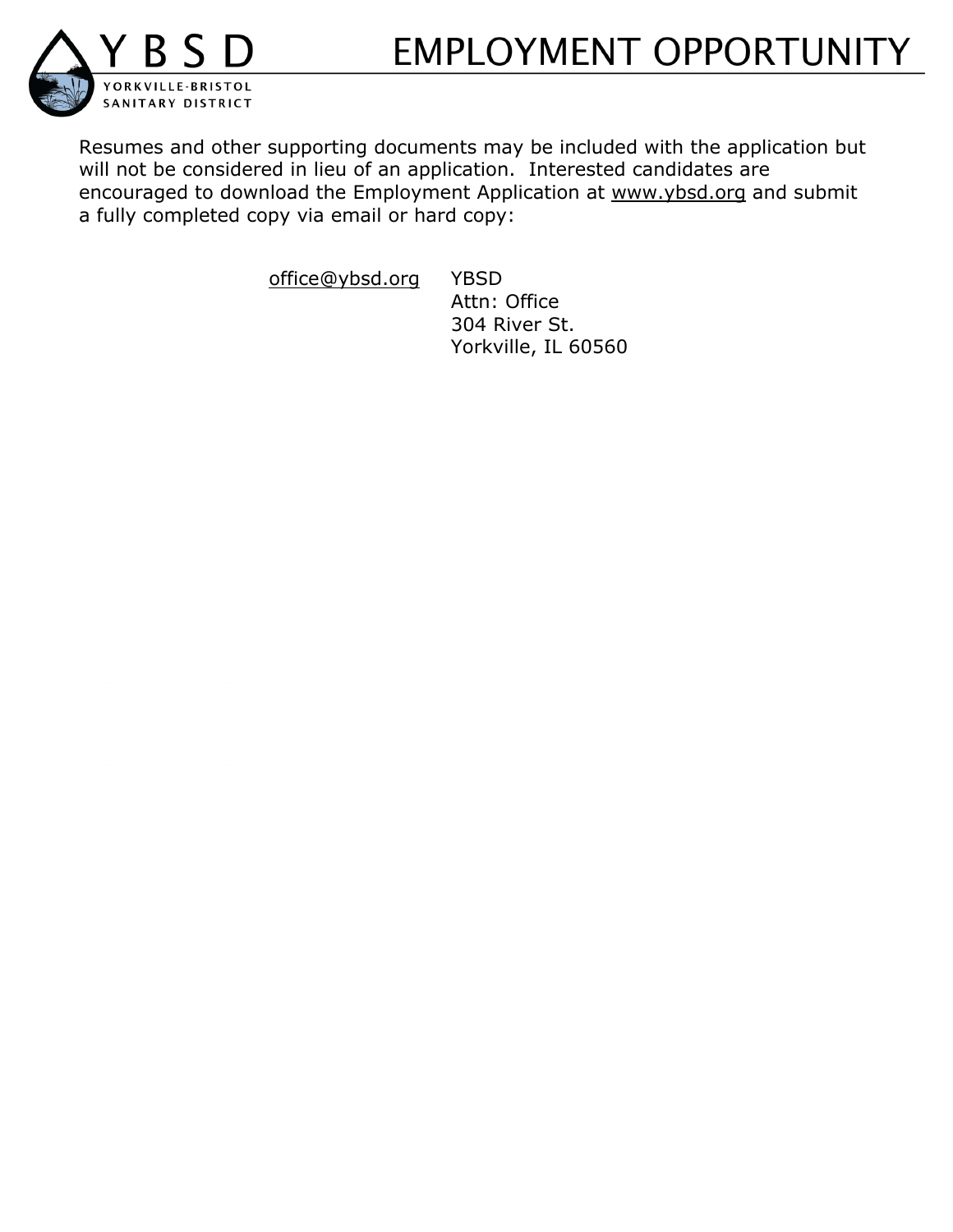Resumes and other supporting documents may be included with the application but will not be considered in lieu of an application. Interested candidates are encouraged to download the Employment Application at www.ybsd.org and submit a fully completed copy via email or hard copy:

office@ybsd.org

YBSD
Attn: Office
304 River St.
Yorkville, IL 60560